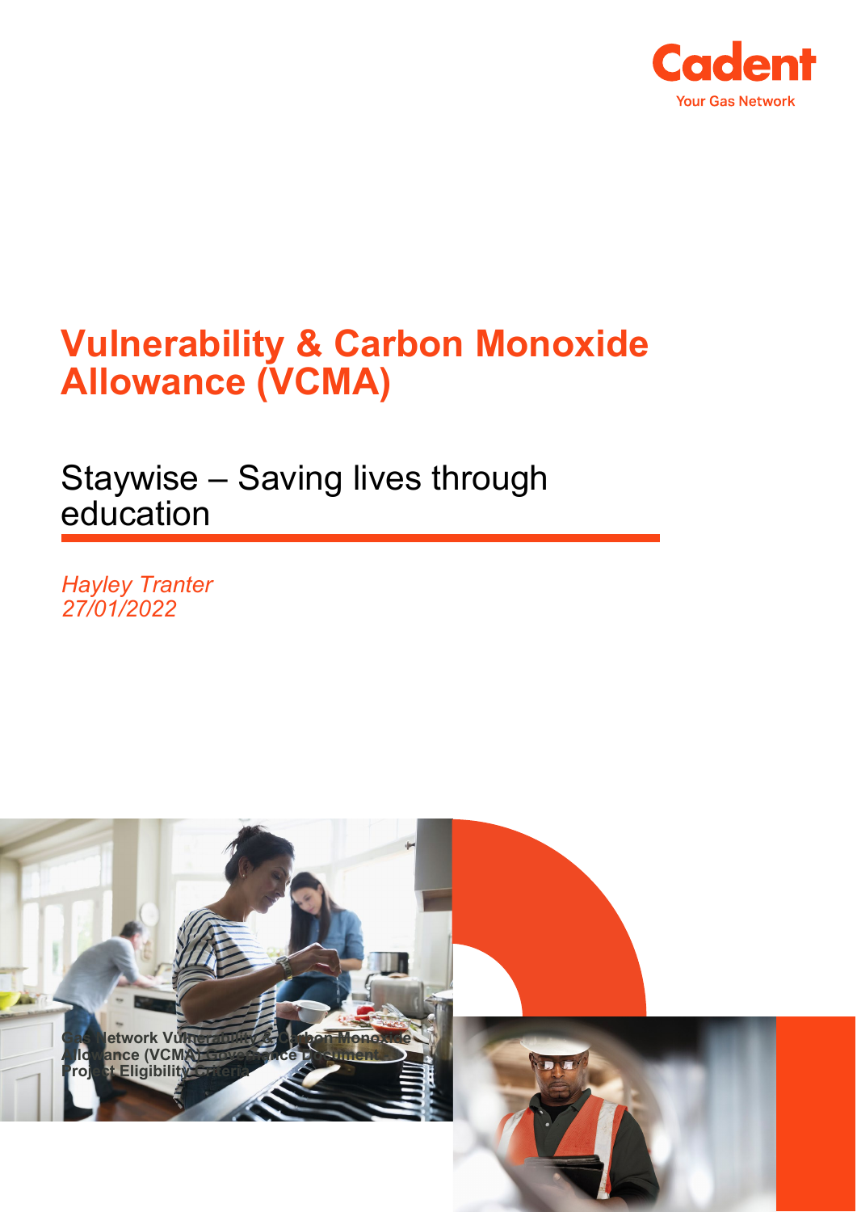Cadent

Your Gas Network

# Vulnerability & Carbon Monoxide Allowance (VCMA)

## Staywise – Saving lives through education

*Hayley Tranter*
*27/01/2022*

**Gas Network Vulnerability & Carbon Monoxide Allowance (VCMA) Governance Document: Project Eligibility Criteria**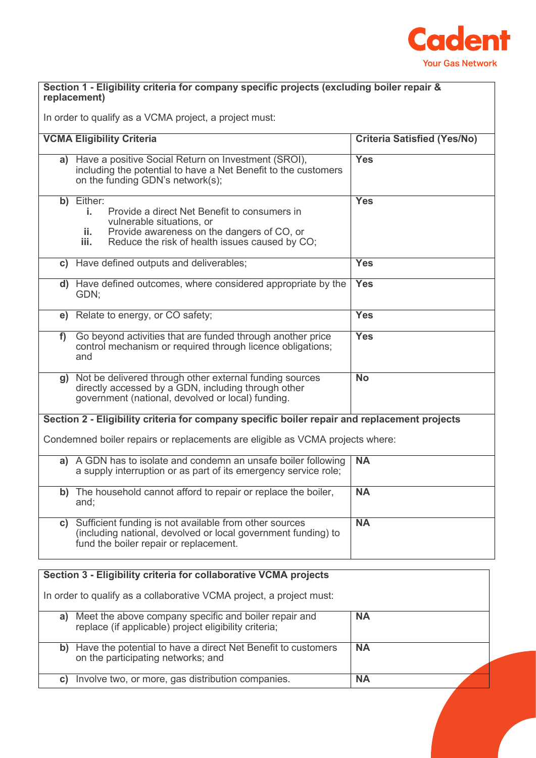| **Section 1 - Eligibility criteria for company specific projects (excluding boiler repair & replacement)**<br><br>In order to qualify as a VCMA project, a project must: | |
|---|---|
| **VCMA Eligibility Criteria** | **Criteria Satisfied (Yes/No)** |
| **a)** Have a positive Social Return on Investment (SROI), including the potential to have a Net Benefit to the customers on the funding GDN's network(s); | **Yes** |
| **b)** Either:<br>**i.** Provide a direct Net Benefit to consumers in vulnerable situations, or<br>**ii.** Provide awareness on the dangers of CO, or<br>**iii.** Reduce the risk of health issues caused by CO; | **Yes** |
| **c)** Have defined outputs and deliverables; | **Yes** |
| **d)** Have defined outcomes, where considered appropriate by the GDN; | **Yes** |
| **e)** Relate to energy, or CO safety; | **Yes** |
| **f)** Go beyond activities that are funded through another price control mechanism or required through licence obligations; and | **Yes** |
| **g)** Not be delivered through other external funding sources directly accessed by a GDN, including through other government (national, devolved or local) funding. | **No** |
| **Section 2 - Eligibility criteria for company specific boiler repair and replacement projects**<br><br>Condemned boiler repairs or replacements are eligible as VCMA projects where: | |
| **a)** A GDN has to isolate and condemn an unsafe boiler following a supply interruption or as part of its emergency service role; | **NA** |
| **b)** The household cannot afford to repair or replace the boiler, and; | **NA** |
| **c)** Sufficient funding is not available from other sources (including national, devolved or local government funding) to fund the boiler repair or replacement. | **NA** |

| **Section 3 - Eligibility criteria for collaborative VCMA projects**<br><br>In order to qualify as a collaborative VCMA project, a project must: | |
|---|---|
| **a)** Meet the above company specific and boiler repair and replace (if applicable) project eligibility criteria; | **NA** |
| **b)** Have the potential to have a direct Net Benefit to customers on the participating networks; and | **NA** |
| **c)** Involve two, or more, gas distribution companies. | **NA** |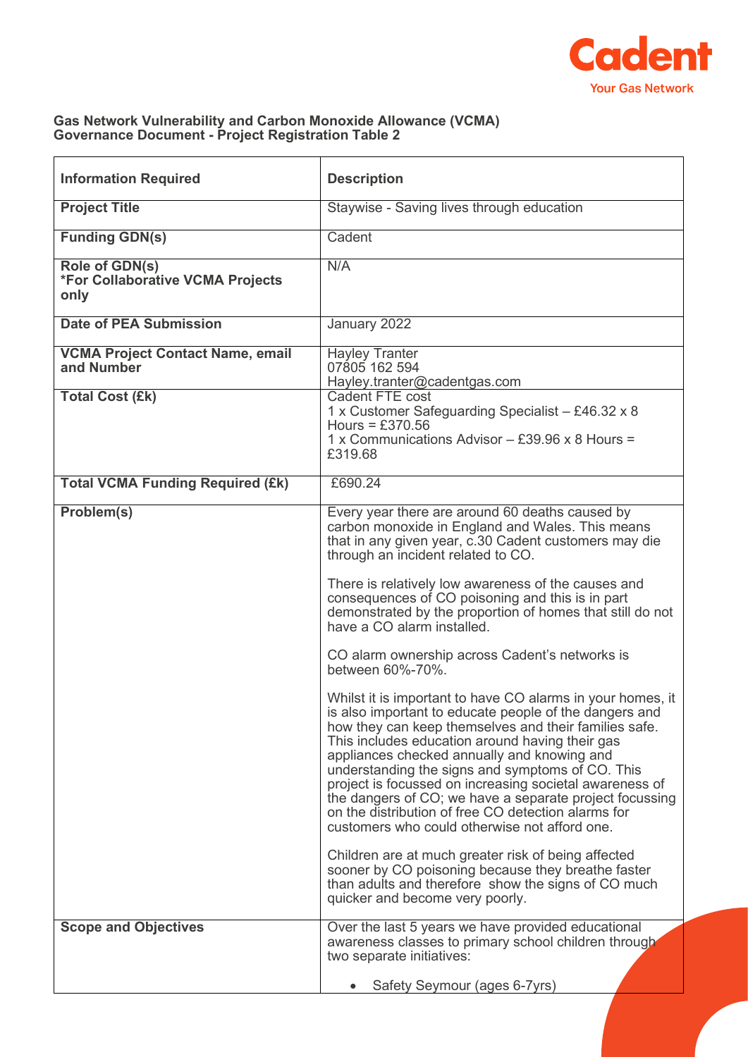**Gas Network Vulnerability and Carbon Monoxide Allowance (VCMA) Governance Document - Project Registration Table 2**

| Information Required | Description |
| --- | --- |
| **Project Title** | Staywise - Saving lives through education |
| **Funding GDN(s)** | Cadent |
| **Role of GDN(s)** *For Collaborative VCMA Projects only | N/A |
| **Date of PEA Submission** | January 2022 |
| **VCMA Project Contact Name, email and Number** | Hayley Tranter<br>07805 162 594<br>Hayley.tranter@cadentgas.com |
| **Total Cost (£k)** | Cadent FTE cost<br>1 x Customer Safeguarding Specialist – £46.32 x 8 Hours = £370.56<br>1 x Communications Advisor – £39.96 x 8 Hours = £319.68 |
| **Total VCMA Funding Required (£k)** | £690.24 |
| **Problem(s)** | Every year there are around 60 deaths caused by carbon monoxide in England and Wales. This means that in any given year, c.30 Cadent customers may die through an incident related to CO.<br><br>There is relatively low awareness of the causes and consequences of CO poisoning and this is in part demonstrated by the proportion of homes that still do not have a CO alarm installed.<br><br>CO alarm ownership across Cadent's networks is between 60%-70%.<br><br>Whilst it is important to have CO alarms in your homes, it is also important to educate people of the dangers and how they can keep themselves and their families safe. This includes education around having their gas appliances checked annually and knowing and understanding the signs and symptoms of CO. This project is focussed on increasing societal awareness of the dangers of CO; we have a separate project focussing on the distribution of free CO detection alarms for customers who could otherwise not afford one.<br><br>Children are at much greater risk of being affected sooner by CO poisoning because they breathe faster than adults and therefore show the signs of CO much quicker and become very poorly. |
| **Scope and Objectives** | Over the last 5 years we have provided educational awareness classes to primary school children through two separate initiatives:<br><br>• Safety Seymour (ages 6-7yrs) |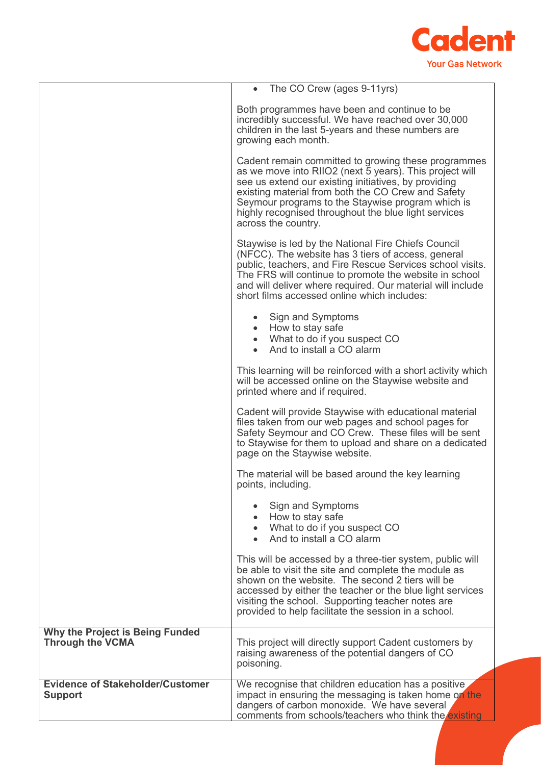| | |
|---|---|
| | • The CO Crew (ages 9-11yrs)<br><br>Both programmes have been and continue to be incredibly successful. We have reached over 30,000 children in the last 5-years and these numbers are growing each month.<br><br>Cadent remain committed to growing these programmes as we move into RIIO2 (next 5 years). This project will see us extend our existing initiatives, by providing existing material from both the CO Crew and Safety Seymour programs to the Staywise program which is highly recognised throughout the blue light services across the country.<br><br>Staywise is led by the National Fire Chiefs Council (NFCC). The website has 3 tiers of access, general public, teachers, and Fire Rescue Services school visits. The FRS will continue to promote the website in school and will deliver where required. Our material will include short films accessed online which includes:<br><br>• Sign and Symptoms<br>• How to stay safe<br>• What to do if you suspect CO<br>• And to install a CO alarm<br><br>This learning will be reinforced with a short activity which will be accessed online on the Staywise website and printed where and if required.<br><br>Cadent will provide Staywise with educational material files taken from our web pages and school pages for Safety Seymour and CO Crew. These files will be sent to Staywise for them to upload and share on a dedicated page on the Staywise website.<br><br>The material will be based around the key learning points, including.<br><br>• Sign and Symptoms<br>• How to stay safe<br>• What to do if you suspect CO<br>• And to install a CO alarm<br><br>This will be accessed by a three-tier system, public will be able to visit the site and complete the module as shown on the website. The second 2 tiers will be accessed by either the teacher or the blue light services visiting the school. Supporting teacher notes are provided to help facilitate the session in a school. |
| **Why the Project is Being Funded Through the VCMA** | This project will directly support Cadent customers by raising awareness of the potential dangers of CO poisoning. |
| **Evidence of Stakeholder/Customer Support** | We recognise that children education has a positive impact in ensuring the messaging is taken home on the dangers of carbon monoxide. We have several comments from schools/teachers who think the existing |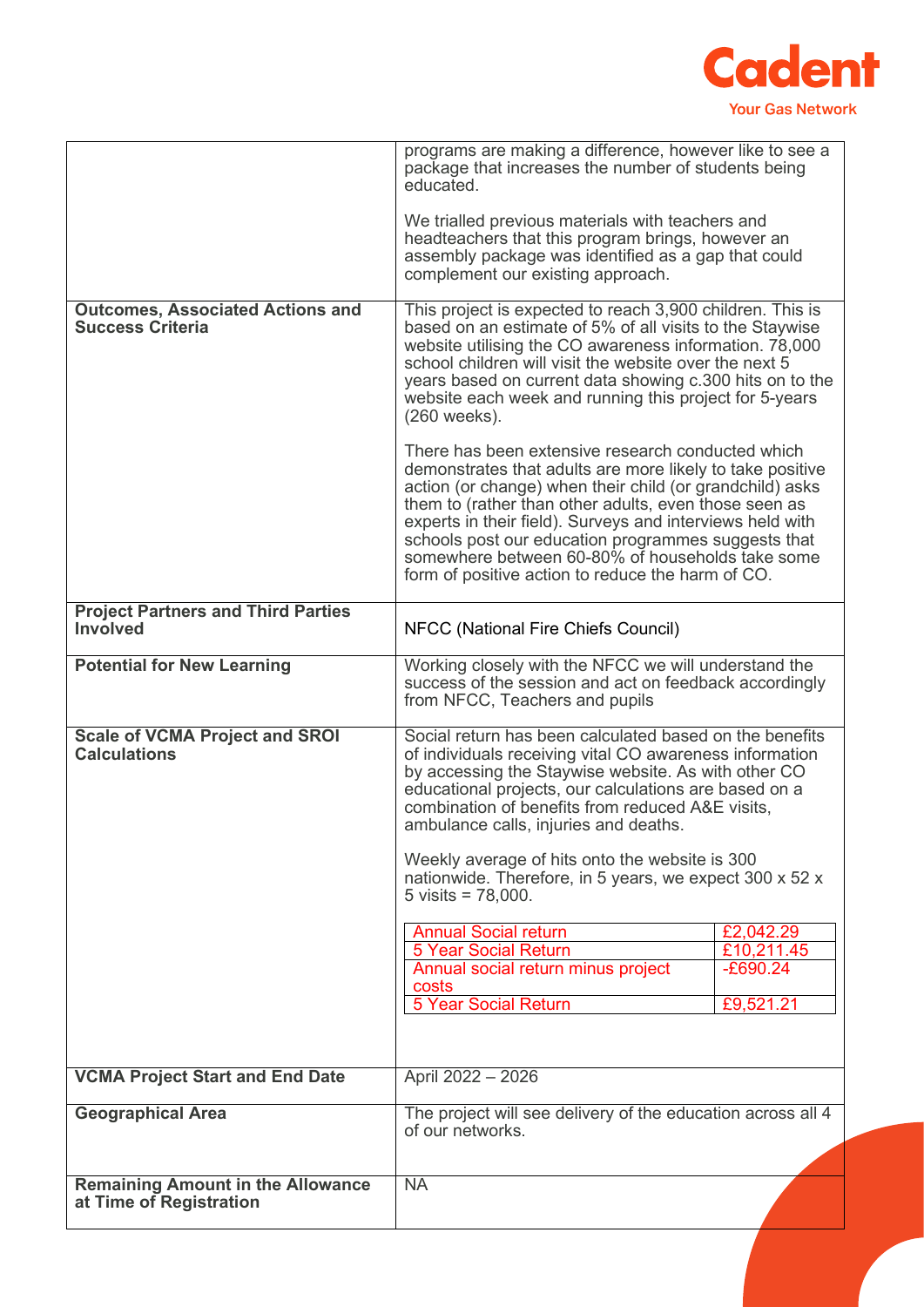| | |
|---|---|
| | programs are making a difference, however like to see a package that increases the number of students being educated.<br><br>We trialled previous materials with teachers and headteachers that this program brings, however an assembly package was identified as a gap that could complement our existing approach. |
| **Outcomes, Associated Actions and Success Criteria** | This project is expected to reach 3,900 children. This is based on an estimate of 5% of all visits to the Staywise website utilising the CO awareness information. 78,000 school children will visit the website over the next 5 years based on current data showing c.300 hits on to the website each week and running this project for 5-years (260 weeks).<br><br>There has been extensive research conducted which demonstrates that adults are more likely to take positive action (or change) when their child (or grandchild) asks them to (rather than other adults, even those seen as experts in their field). Surveys and interviews held with schools post our education programmes suggests that somewhere between 60-80% of households take some form of positive action to reduce the harm of CO. |
| **Project Partners and Third Parties Involved** | NFCC (National Fire Chiefs Council) |
| **Potential for New Learning** | Working closely with the NFCC we will understand the success of the session and act on feedback accordingly from NFCC, Teachers and pupils |
| **Scale of VCMA Project and SROI Calculations** | Social return has been calculated based on the benefits of individuals receiving vital CO awareness information by accessing the Staywise website. As with other CO educational projects, our calculations are based on a combination of benefits from reduced A&E visits, ambulance calls, injuries and deaths.<br><br>Weekly average of hits onto the website is 300 nationwide. Therefore, in 5 years, we expect 300 x 52 x 5 visits = 78,000.<br><br>Annual Social return: £2,042.29<br>5 Year Social Return: £10,211.45<br>Annual social return minus project costs: -£690.24<br>5 Year Social Return: £9,521.21 |
| **VCMA Project Start and End Date** | April 2022 – 2026 |
| **Geographical Area** | The project will see delivery of the education across all 4 of our networks. |
| **Remaining Amount in the Allowance at Time of Registration** | NA |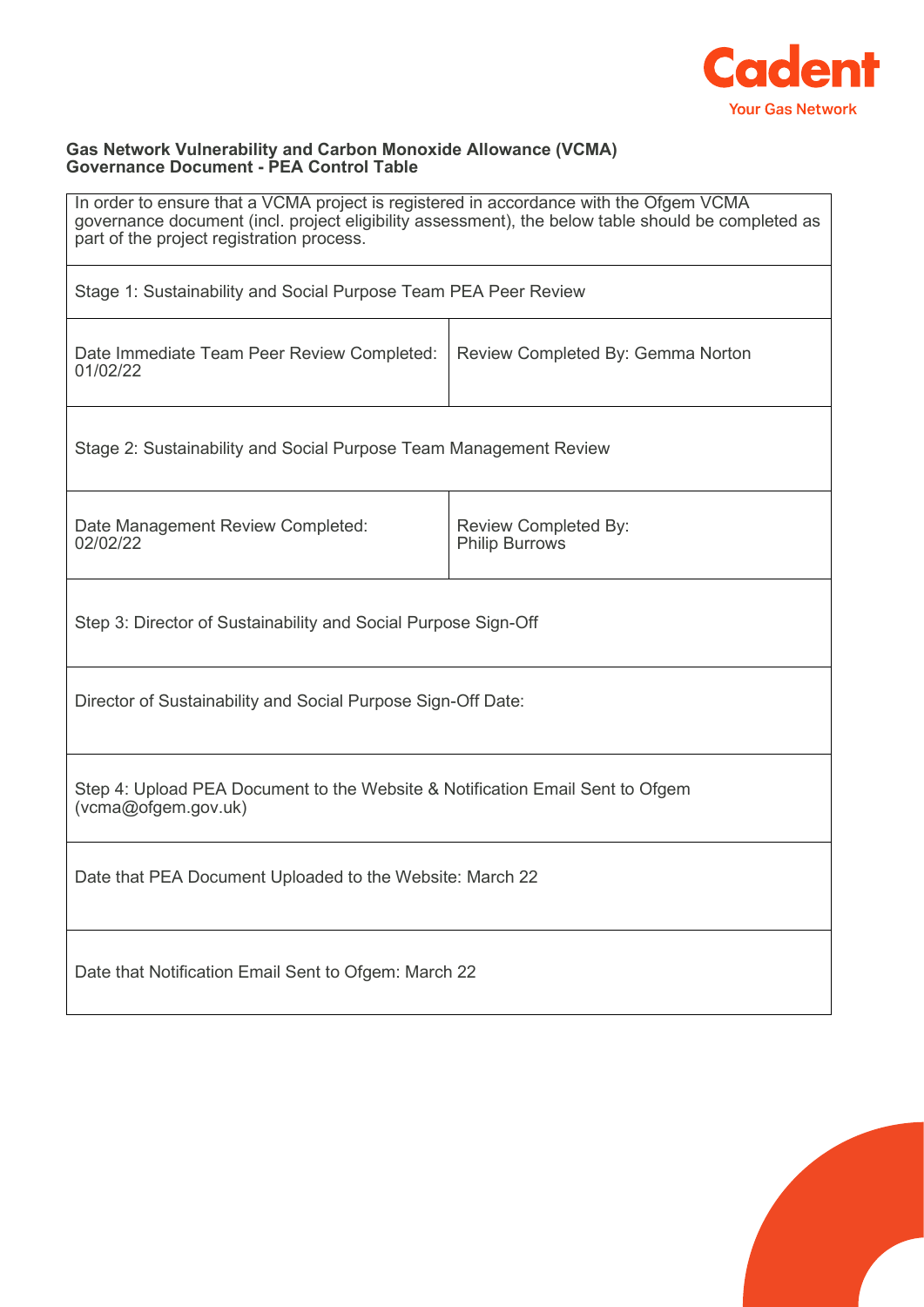**Gas Network Vulnerability and Carbon Monoxide Allowance (VCMA)**
**Governance Document - PEA Control Table**

| | |
|---|---|
| In order to ensure that a VCMA project is registered in accordance with the Ofgem VCMA governance document (incl. project eligibility assessment), the below table should be completed as part of the project registration process. | |
| Stage 1: Sustainability and Social Purpose Team PEA Peer Review | |
| Date Immediate Team Peer Review Completed: 01/02/22 | Review Completed By: Gemma Norton |
| Stage 2: Sustainability and Social Purpose Team Management Review | |
| Date Management Review Completed: 02/02/22 | Review Completed By: Philip Burrows |
| Step 3: Director of Sustainability and Social Purpose Sign-Off | |
| Director of Sustainability and Social Purpose Sign-Off Date: | |
| Step 4: Upload PEA Document to the Website & Notification Email Sent to Ofgem (vcma@ofgem.gov.uk) | |
| Date that PEA Document Uploaded to the Website: March 22 | |
| Date that Notification Email Sent to Ofgem: March 22 | |